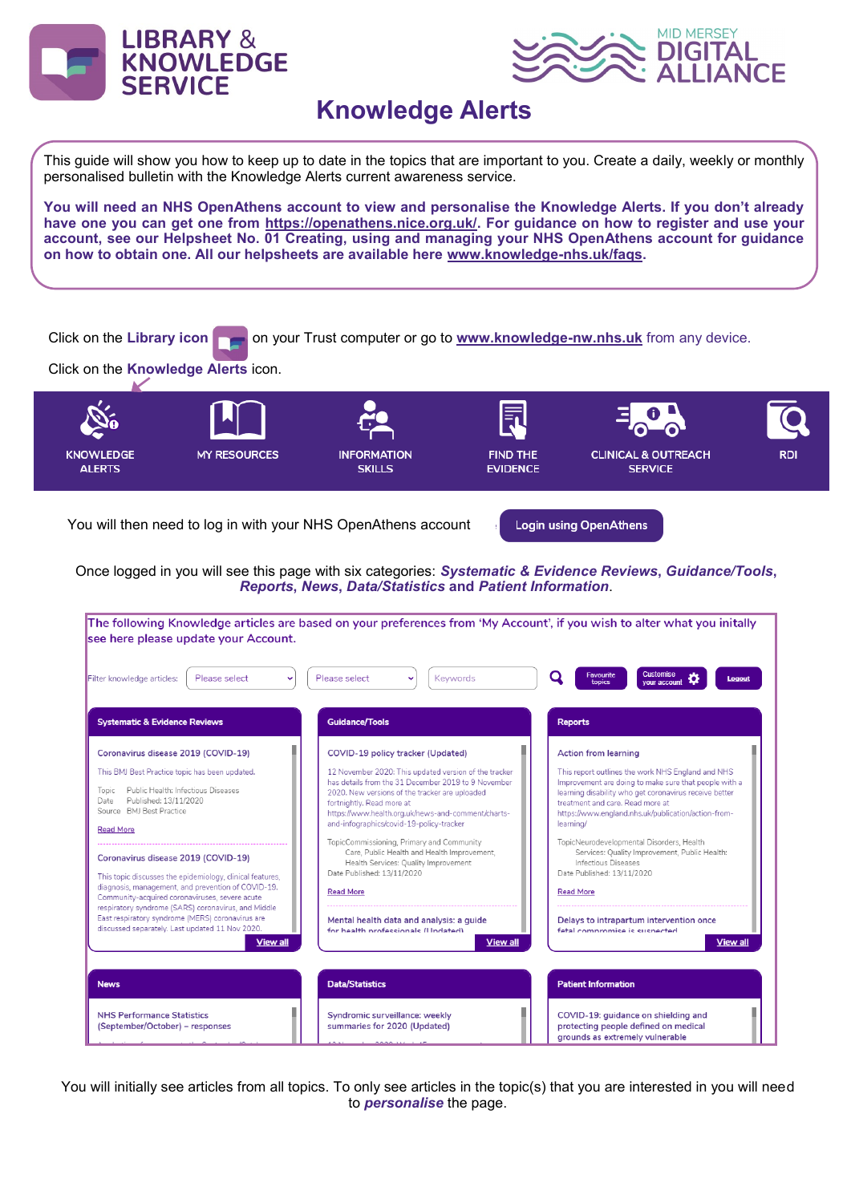LIBRARY & KNOWLEDGE SERVICE

MID MERSEY DIGITAL ALLIANCE

# Knowledge Alerts

This guide will show you how to keep up to date in the topics that are important to you. Create a daily, weekly or monthly personalised bulletin with the Knowledge Alerts current awareness service.

**You will need an NHS OpenAthens account to view and personalise the Knowledge Alerts. If you don't already have one you can get one from https://openathens.nice.org.uk/. For guidance on how to register and use your account, see our Helpsheet No. 01 Creating, using and managing your NHS OpenAthens account for guidance on how to obtain one. All our helpsheets are available here www.knowledge-nhs.uk/faqs.**

Click on the **Library icon** on your Trust computer or go to **www.knowledge-nw.nhs.uk** from any device.

Click on the **Knowledge Alerts** icon.

KNOWLEDGE ALERTS | MY RESOURCES | INFORMATION SKILLS | FIND THE EVIDENCE | CLINICAL & OUTREACH SERVICE | RDI

You will then need to log in with your NHS OpenAthens account

Login using OpenAthens

Once logged in you will see this page with six categories: ***Systematic & Evidence Reviews***, ***Guidance/Tools***, ***Reports***, ***News***, ***Data/Statistics*** and ***Patient Information***.

The following Knowledge articles are based on your preferences from 'My Account', if you wish to alter what you initally see here please update your Account.

Filter knowledge articles: Please select | Please select | Keywords | Favourite topics | Customise your account | Logout

**Systematic & Evidence Reviews**

Coronavirus disease 2019 (COVID-19)

This BMJ Best Practice topic has been updated.

Topic Public Health: Infectious Diseases
Date Published: 13/11/2020
Source BMJ Best Practice

Read More

Coronavirus disease 2019 (COVID-19)

This topic discusses the epidemiology, clinical features, diagnosis, management, and prevention of COVID-19. Community-acquired coronaviruses, severe acute respiratory syndrome (SARS) coronavirus, and Middle East respiratory syndrome (MERS) coronavirus are discussed separately. Last updated 11 Nov 2020.

View all

**Guidance/Tools**

COVID-19 policy tracker (Updated)

12 November 2020: This updated version of the tracker has details from the 31 December 2019 to 9 November 2020. New versions of the tracker are uploaded fortnightly. Read more at https://www.health.org.uk/news-and-comment/charts-and-infographics/covid-19-policy-tracker

Topic Commissioning, Primary and Community Care, Public Health and Health Improvement, Health Services: Quality Improvement
Date Published: 13/11/2020

Read More

Mental health data and analysis: a guide for health professionals (Updated)

View all

**Reports**

Action from learning

This report outlines the work NHS England and NHS Improvement are doing to make sure that people with a learning disability who get coronavirus receive better treatment and care. Read more at https://www.england.nhs.uk/publication/action-from-learning/

Topic Neurodevelopmental Disorders, Health Services: Quality Improvement, Public Health: Infectious Diseases
Date Published: 13/11/2020

Read More

Delays to intrapartum intervention once fetal compromise is suspected

View all

**News**

NHS Performance Statistics (September/October) – responses

**Data/Statistics**

Syndromic surveillance: weekly summaries for 2020 (Updated)

**Patient Information**

COVID-19: guidance on shielding and protecting people defined on medical grounds as extremely vulnerable

You will initially see articles from all topics. To only see articles in the topic(s) that you are interested in you will need to ***personalise*** the page.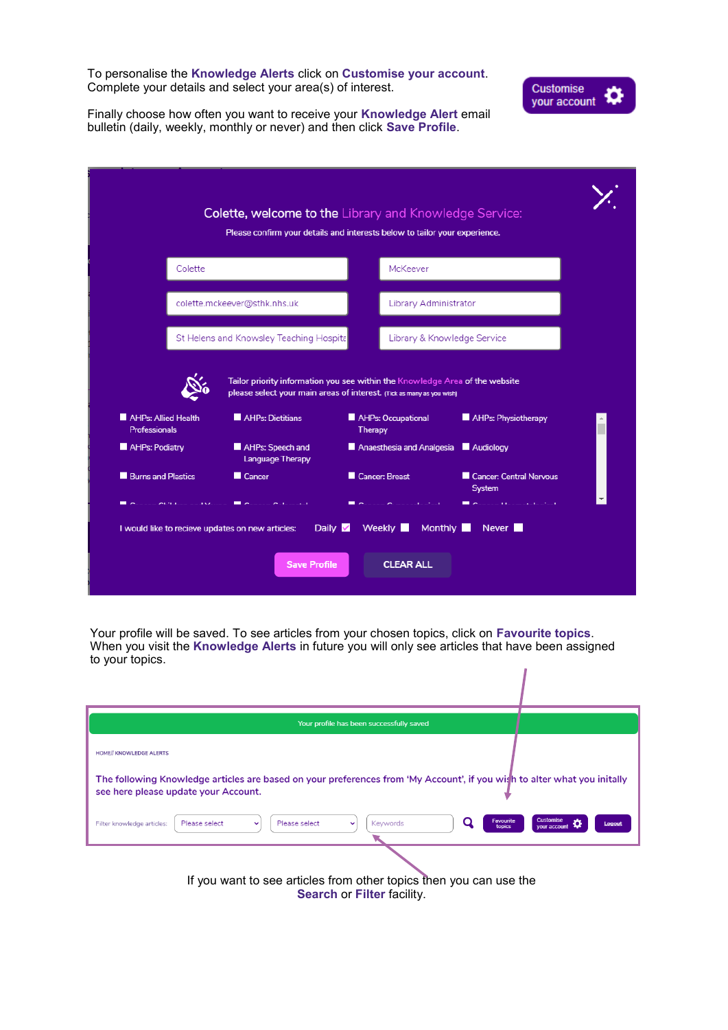To personalise the **Knowledge Alerts** click on **Customise your account**. Complete your details and select your area(s) of interest.

Finally choose how often you want to receive your **Knowledge Alert** email bulletin (daily, weekly, monthly or never) and then click **Save Profile**.

Customise your account

Colette, welcome to the Library and Knowledge Service:

Please confirm your details and interests below to tailor your experience.

Colette | McKeever
colette.mckeever@sthk.nhs.uk | Library Administrator
St Helens and Knowsley Teaching Hospita | Library & Knowledge Service

Tailor priority information you see within the Knowledge Area of the website please select your main areas of interest. (Tick as many as you wish)

- AHPs: Allied Health Professionals
- AHPs: Dietitians
- AHPs: Occupational Therapy
- AHPs: Physiotherapy
- AHPs: Podiatry
- AHPs: Speech and Language Therapy
- Anaesthesia and Analgesia
- Audiology
- Burns and Plastics
- Cancer
- Cancer: Breast
- Cancer: Central Nervous System

I would like to recieve updates on new articles: Daily ☑ Weekly ☐ Monthly ☐ Never ☐

Save Profile | CLEAR ALL

Your profile will be saved. To see articles from your chosen topics, click on **Favourite topics**. When you visit the **Knowledge Alerts** in future you will only see articles that have been assigned to your topics.

Your profile has been successfully saved

HOME// KNOWLEDGE ALERTS

The following Knowledge articles are based on your preferences from 'My Account', if you wish to alter what you initally see here please update your Account.

Filter knowledge articles: Please select | Please select | Keywords | Favourite topics | Customise your account | Logout

If you want to see articles from other topics then you can use the **Search** or **Filter** facility.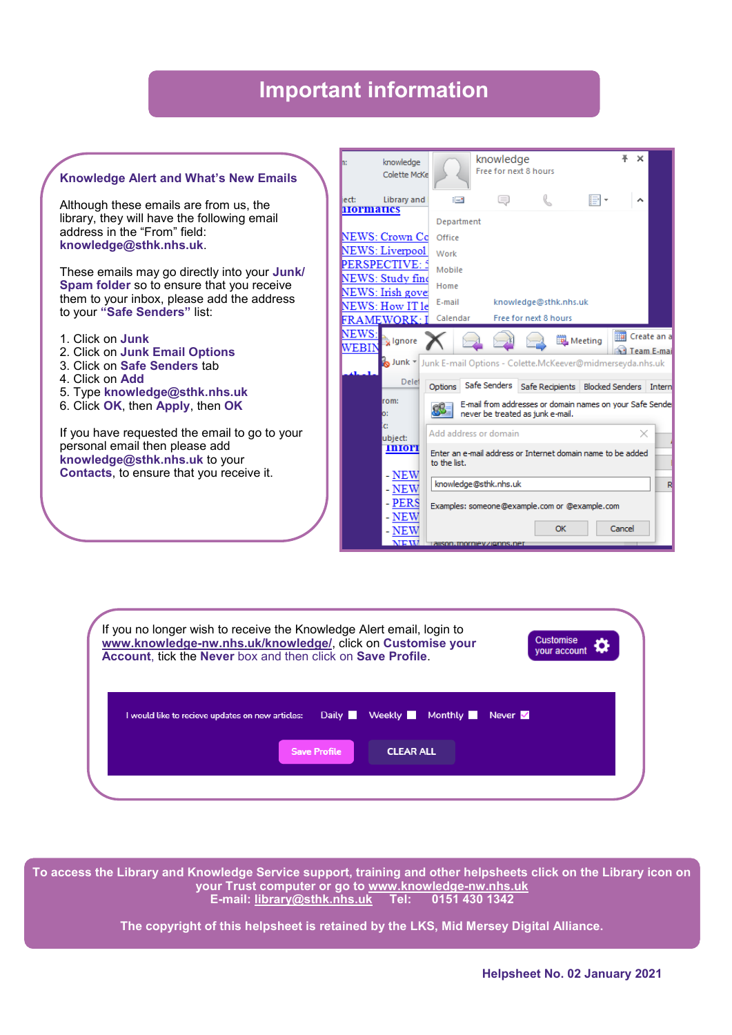# Important information

### Knowledge Alert and What's New Emails

Although these emails are from us, the library, they will have the following email address in the "From" field: **knowledge@sthk.nhs.uk**.

These emails may go directly into your **Junk/ Spam folder** so to ensure that you receive them to your inbox, please add the address to your **"Safe Senders"** list:

1. Click on **Junk**
2. Click on **Junk Email Options**
3. Click on **Safe Senders** tab
4. Click on **Add**
5. Type **knowledge@sthk.nhs.uk**
6. Click **OK**, then **Apply**, then **OK**

If you have requested the email to go to your personal email then please add **knowledge@sthk.nhs.uk** to your **Contacts**, to ensure that you receive it.

If you no longer wish to receive the Knowledge Alert email, login to **www.knowledge-nw.nhs.uk/knowledge/**, click on **Customise your Account**, tick the **Never** box and then click on **Save Profile**.

**To access the Library and Knowledge Service support, training and other helpsheets click on the Library icon on your Trust computer or go to www.knowledge-nw.nhs.uk**
**E-mail: library@sthk.nhs.uk Tel: 0151 430 1342**

**The copyright of this helpsheet is retained by the LKS, Mid Mersey Digital Alliance.**

**Helpsheet No. 02 January 2021**